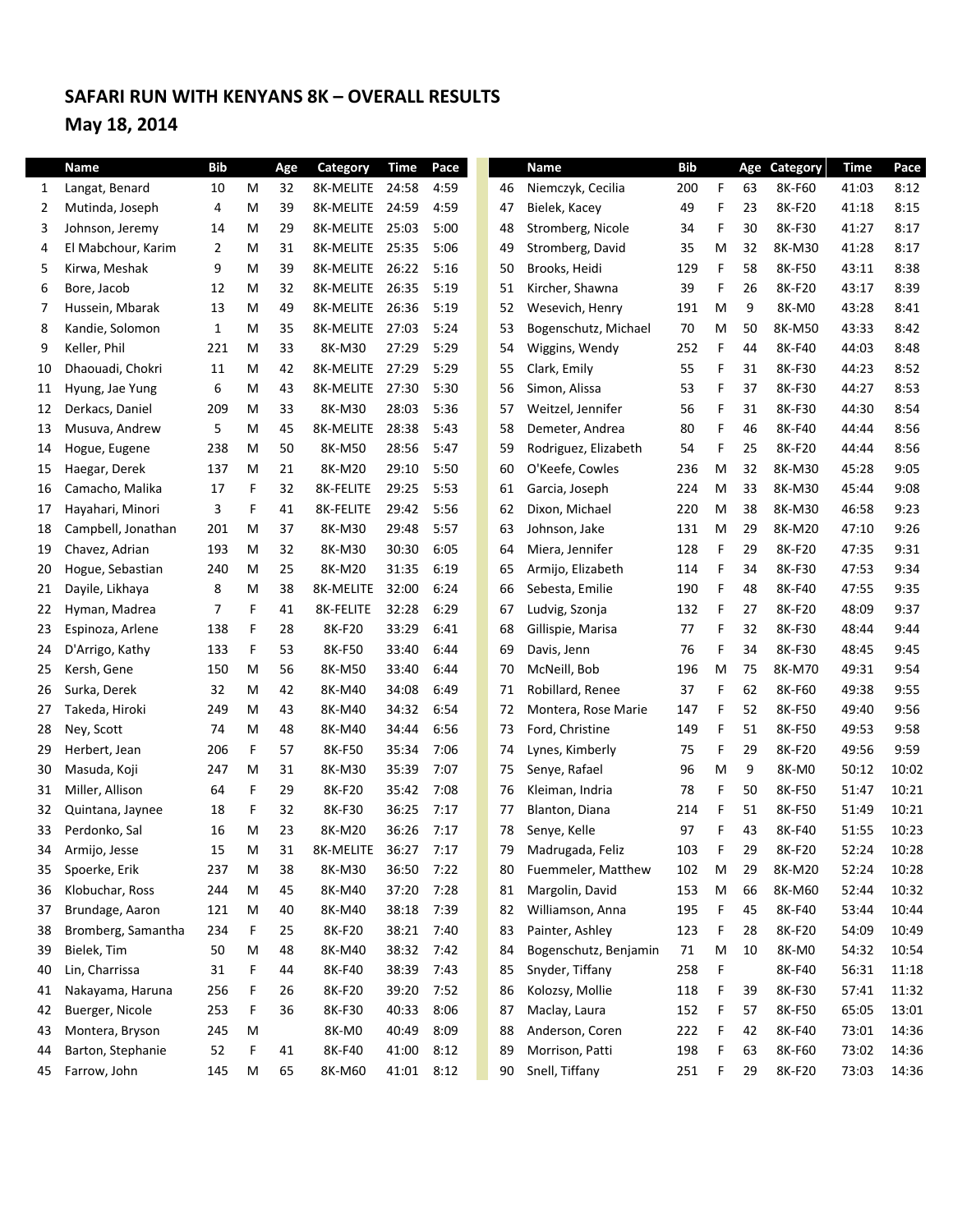# SAFARI RUN WITH KENYANS 8K – OVERALL RESULTS

## May 18, 2014

| | Name | Bib | | Age | Category | Time | Pace |
|---|---|---|---|---|---|---|---|
| 1 | Langat, Benard | 10 | M | 32 | 8K-MELITE | 24:58 | 4:59 |
| 2 | Mutinda, Joseph | 4 | M | 39 | 8K-MELITE | 24:59 | 4:59 |
| 3 | Johnson, Jeremy | 14 | M | 29 | 8K-MELITE | 25:03 | 5:00 |
| 4 | El Mabchour, Karim | 2 | M | 31 | 8K-MELITE | 25:35 | 5:06 |
| 5 | Kirwa, Meshak | 9 | M | 39 | 8K-MELITE | 26:22 | 5:16 |
| 6 | Bore, Jacob | 12 | M | 32 | 8K-MELITE | 26:35 | 5:19 |
| 7 | Hussein, Mbarak | 13 | M | 49 | 8K-MELITE | 26:36 | 5:19 |
| 8 | Kandie, Solomon | 1 | M | 35 | 8K-MELITE | 27:03 | 5:24 |
| 9 | Keller, Phil | 221 | M | 33 | 8K-M30 | 27:29 | 5:29 |
| 10 | Dhaouadi, Chokri | 11 | M | 42 | 8K-MELITE | 27:29 | 5:29 |
| 11 | Hyung, Jae Yung | 6 | M | 43 | 8K-MELITE | 27:30 | 5:30 |
| 12 | Derkacs, Daniel | 209 | M | 33 | 8K-M30 | 28:03 | 5:36 |
| 13 | Musuva, Andrew | 5 | M | 45 | 8K-MELITE | 28:38 | 5:43 |
| 14 | Hogue, Eugene | 238 | M | 50 | 8K-M50 | 28:56 | 5:47 |
| 15 | Haegar, Derek | 137 | M | 21 | 8K-M20 | 29:10 | 5:50 |
| 16 | Camacho, Malika | 17 | F | 32 | 8K-FELITE | 29:25 | 5:53 |
| 17 | Hayahari, Minori | 3 | F | 41 | 8K-FELITE | 29:42 | 5:56 |
| 18 | Campbell, Jonathan | 201 | M | 37 | 8K-M30 | 29:48 | 5:57 |
| 19 | Chavez, Adrian | 193 | M | 32 | 8K-M30 | 30:30 | 6:05 |
| 20 | Hogue, Sebastian | 240 | M | 25 | 8K-M20 | 31:35 | 6:19 |
| 21 | Dayile, Likhaya | 8 | M | 38 | 8K-MELITE | 32:00 | 6:24 |
| 22 | Hyman, Madrea | 7 | F | 41 | 8K-FELITE | 32:28 | 6:29 |
| 23 | Espinoza, Arlene | 138 | F | 28 | 8K-F20 | 33:29 | 6:41 |
| 24 | D'Arrigo, Kathy | 133 | F | 53 | 8K-F50 | 33:40 | 6:44 |
| 25 | Kersh, Gene | 150 | M | 56 | 8K-M50 | 33:40 | 6:44 |
| 26 | Surka, Derek | 32 | M | 42 | 8K-M40 | 34:08 | 6:49 |
| 27 | Takeda, Hiroki | 249 | M | 43 | 8K-M40 | 34:32 | 6:54 |
| 28 | Ney, Scott | 74 | M | 48 | 8K-M40 | 34:44 | 6:56 |
| 29 | Herbert, Jean | 206 | F | 57 | 8K-F50 | 35:34 | 7:06 |
| 30 | Masuda, Koji | 247 | M | 31 | 8K-M30 | 35:39 | 7:07 |
| 31 | Miller, Allison | 64 | F | 29 | 8K-F20 | 35:42 | 7:08 |
| 32 | Quintana, Jaynee | 18 | F | 32 | 8K-F30 | 36:25 | 7:17 |
| 33 | Perdonko, Sal | 16 | M | 23 | 8K-M20 | 36:26 | 7:17 |
| 34 | Armijo, Jesse | 15 | M | 31 | 8K-MELITE | 36:27 | 7:17 |
| 35 | Spoerke, Erik | 237 | M | 38 | 8K-M30 | 36:50 | 7:22 |
| 36 | Klobuchar, Ross | 244 | M | 45 | 8K-M40 | 37:20 | 7:28 |
| 37 | Brundage, Aaron | 121 | M | 40 | 8K-M40 | 38:18 | 7:39 |
| 38 | Bromberg, Samantha | 234 | F | 25 | 8K-F20 | 38:21 | 7:40 |
| 39 | Bielek, Tim | 50 | M | 48 | 8K-M40 | 38:32 | 7:42 |
| 40 | Lin, Charrissa | 31 | F | 44 | 8K-F40 | 38:39 | 7:43 |
| 41 | Nakayama, Haruna | 256 | F | 26 | 8K-F20 | 39:20 | 7:52 |
| 42 | Buerger, Nicole | 253 | F | 36 | 8K-F30 | 40:33 | 8:06 |
| 43 | Montera, Bryson | 245 | M | | 8K-M0 | 40:49 | 8:09 |
| 44 | Barton, Stephanie | 52 | F | 41 | 8K-F40 | 41:00 | 8:12 |
| 45 | Farrow, John | 145 | M | 65 | 8K-M60 | 41:01 | 8:12 |
| 46 | Niemczyk, Cecilia | 200 | F | 63 | 8K-F60 | 41:03 | 8:12 |
| 47 | Bielek, Kacey | 49 | F | 23 | 8K-F20 | 41:18 | 8:15 |
| 48 | Stromberg, Nicole | 34 | F | 30 | 8K-F30 | 41:27 | 8:17 |
| 49 | Stromberg, David | 35 | M | 32 | 8K-M30 | 41:28 | 8:17 |
| 50 | Brooks, Heidi | 129 | F | 58 | 8K-F50 | 43:11 | 8:38 |
| 51 | Kircher, Shawna | 39 | F | 26 | 8K-F20 | 43:17 | 8:39 |
| 52 | Wesevich, Henry | 191 | M | 9 | 8K-M0 | 43:28 | 8:41 |
| 53 | Bogenschutz, Michael | 70 | M | 50 | 8K-M50 | 43:33 | 8:42 |
| 54 | Wiggins, Wendy | 252 | F | 44 | 8K-F40 | 44:03 | 8:48 |
| 55 | Clark, Emily | 55 | F | 31 | 8K-F30 | 44:23 | 8:52 |
| 56 | Simon, Alissa | 53 | F | 37 | 8K-F30 | 44:27 | 8:53 |
| 57 | Weitzel, Jennifer | 56 | F | 31 | 8K-F30 | 44:30 | 8:54 |
| 58 | Demeter, Andrea | 80 | F | 46 | 8K-F40 | 44:44 | 8:56 |
| 59 | Rodriguez, Elizabeth | 54 | F | 25 | 8K-F20 | 44:44 | 8:56 |
| 60 | O'Keefe, Cowles | 236 | M | 32 | 8K-M30 | 45:28 | 9:05 |
| 61 | Garcia, Joseph | 224 | M | 33 | 8K-M30 | 45:44 | 9:08 |
| 62 | Dixon, Michael | 220 | M | 38 | 8K-M30 | 46:58 | 9:23 |
| 63 | Johnson, Jake | 131 | M | 29 | 8K-M20 | 47:10 | 9:26 |
| 64 | Miera, Jennifer | 128 | F | 29 | 8K-F20 | 47:35 | 9:31 |
| 65 | Armijo, Elizabeth | 114 | F | 34 | 8K-F30 | 47:53 | 9:34 |
| 66 | Sebesta, Emilie | 190 | F | 48 | 8K-F40 | 47:55 | 9:35 |
| 67 | Ludvig, Szonja | 132 | F | 27 | 8K-F20 | 48:09 | 9:37 |
| 68 | Gillispie, Marisa | 77 | F | 32 | 8K-F30 | 48:44 | 9:44 |
| 69 | Davis, Jenn | 76 | F | 34 | 8K-F30 | 48:45 | 9:45 |
| 70 | McNeill, Bob | 196 | M | 75 | 8K-M70 | 49:31 | 9:54 |
| 71 | Robillard, Renee | 37 | F | 62 | 8K-F60 | 49:38 | 9:55 |
| 72 | Montera, Rose Marie | 147 | F | 52 | 8K-F50 | 49:40 | 9:56 |
| 73 | Ford, Christine | 149 | F | 51 | 8K-F50 | 49:53 | 9:58 |
| 74 | Lynes, Kimberly | 75 | F | 29 | 8K-F20 | 49:56 | 9:59 |
| 75 | Senye, Rafael | 96 | M | 9 | 8K-M0 | 50:12 | 10:02 |
| 76 | Kleiman, Indria | 78 | F | 50 | 8K-F50 | 51:47 | 10:21 |
| 77 | Blanton, Diana | 214 | F | 51 | 8K-F50 | 51:49 | 10:21 |
| 78 | Senye, Kelle | 97 | F | 43 | 8K-F40 | 51:55 | 10:23 |
| 79 | Madrugada, Feliz | 103 | F | 29 | 8K-F20 | 52:24 | 10:28 |
| 80 | Fuemmeler, Matthew | 102 | M | 29 | 8K-M20 | 52:24 | 10:28 |
| 81 | Margolin, David | 153 | M | 66 | 8K-M60 | 52:44 | 10:32 |
| 82 | Williamson, Anna | 195 | F | 45 | 8K-F40 | 53:44 | 10:44 |
| 83 | Painter, Ashley | 123 | F | 28 | 8K-F20 | 54:09 | 10:49 |
| 84 | Bogenschutz, Benjamin | 71 | M | 10 | 8K-M0 | 54:32 | 10:54 |
| 85 | Snyder, Tiffany | 258 | F | | 8K-F40 | 56:31 | 11:18 |
| 86 | Kolozsy, Mollie | 118 | F | 39 | 8K-F30 | 57:41 | 11:32 |
| 87 | Maclay, Laura | 152 | F | 57 | 8K-F50 | 65:05 | 13:01 |
| 88 | Anderson, Coren | 222 | F | 42 | 8K-F40 | 73:01 | 14:36 |
| 89 | Morrison, Patti | 198 | F | 63 | 8K-F60 | 73:02 | 14:36 |
| 90 | Snell, Tiffany | 251 | F | 29 | 8K-F20 | 73:03 | 14:36 |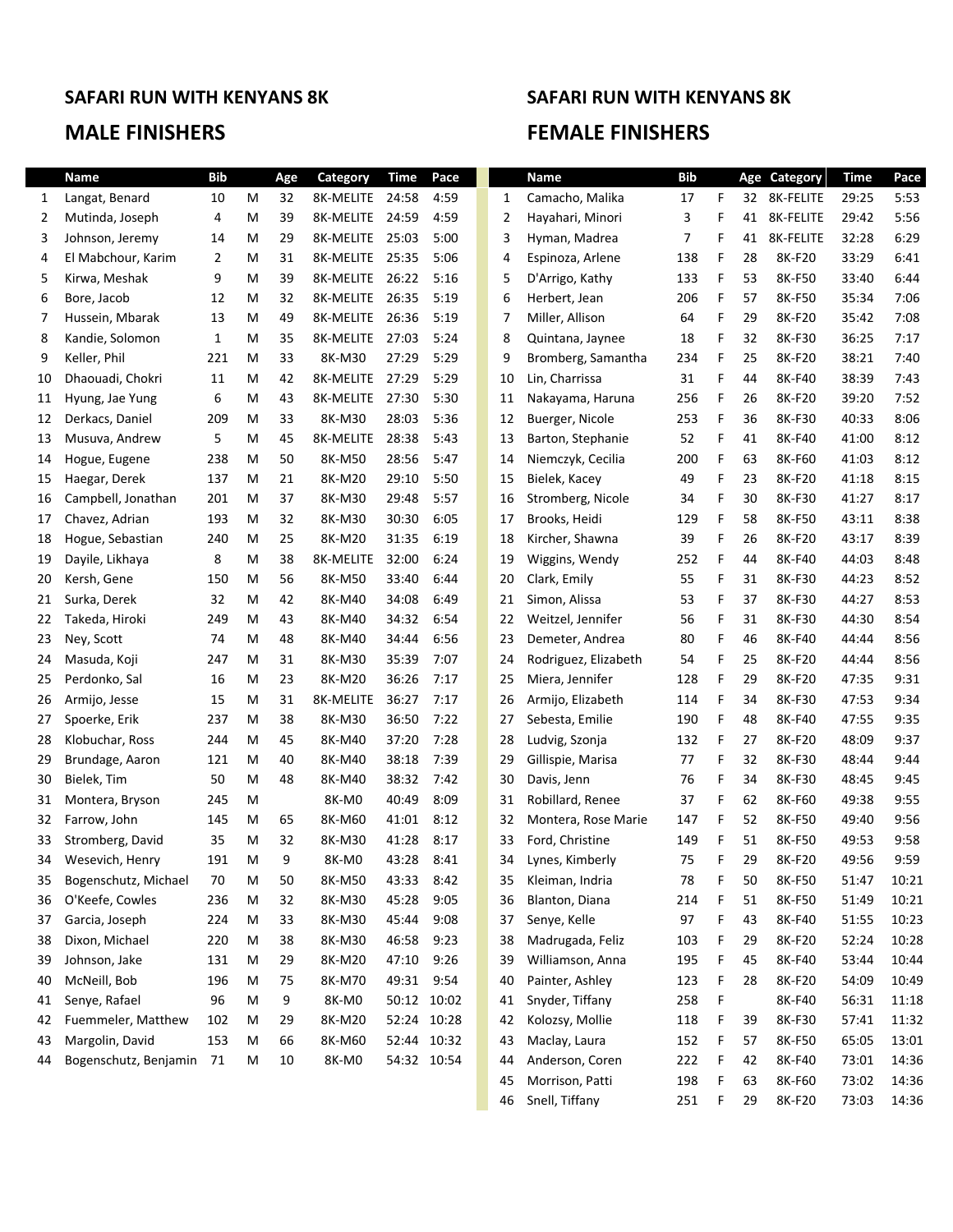## SAFARI RUN WITH KENYANS 8K

## MALE FINISHERS

| | Name | Bib | | Age | Category | Time | Pace |
|---|---|---|---|---|---|---|---|
| 1 | Langat, Benard | 10 | M | 32 | 8K-MELITE | 24:58 | 4:59 |
| 2 | Mutinda, Joseph | 4 | M | 39 | 8K-MELITE | 24:59 | 4:59 |
| 3 | Johnson, Jeremy | 14 | M | 29 | 8K-MELITE | 25:03 | 5:00 |
| 4 | El Mabchour, Karim | 2 | M | 31 | 8K-MELITE | 25:35 | 5:06 |
| 5 | Kirwa, Meshak | 9 | M | 39 | 8K-MELITE | 26:22 | 5:16 |
| 6 | Bore, Jacob | 12 | M | 32 | 8K-MELITE | 26:35 | 5:19 |
| 7 | Hussein, Mbarak | 13 | M | 49 | 8K-MELITE | 26:36 | 5:19 |
| 8 | Kandie, Solomon | 1 | M | 35 | 8K-MELITE | 27:03 | 5:24 |
| 9 | Keller, Phil | 221 | M | 33 | 8K-M30 | 27:29 | 5:29 |
| 10 | Dhaouadi, Chokri | 11 | M | 42 | 8K-MELITE | 27:29 | 5:29 |
| 11 | Hyung, Jae Yung | 6 | M | 43 | 8K-MELITE | 27:30 | 5:30 |
| 12 | Derkacs, Daniel | 209 | M | 33 | 8K-M30 | 28:03 | 5:36 |
| 13 | Musuva, Andrew | 5 | M | 45 | 8K-MELITE | 28:38 | 5:43 |
| 14 | Hogue, Eugene | 238 | M | 50 | 8K-M50 | 28:56 | 5:47 |
| 15 | Haegar, Derek | 137 | M | 21 | 8K-M20 | 29:10 | 5:50 |
| 16 | Campbell, Jonathan | 201 | M | 37 | 8K-M30 | 29:48 | 5:57 |
| 17 | Chavez, Adrian | 193 | M | 32 | 8K-M30 | 30:30 | 6:05 |
| 18 | Hogue, Sebastian | 240 | M | 25 | 8K-M20 | 31:35 | 6:19 |
| 19 | Dayile, Likhaya | 8 | M | 38 | 8K-MELITE | 32:00 | 6:24 |
| 20 | Kersh, Gene | 150 | M | 56 | 8K-M50 | 33:40 | 6:44 |
| 21 | Surka, Derek | 32 | M | 42 | 8K-M40 | 34:08 | 6:49 |
| 22 | Takeda, Hiroki | 249 | M | 43 | 8K-M40 | 34:32 | 6:54 |
| 23 | Ney, Scott | 74 | M | 48 | 8K-M40 | 34:44 | 6:56 |
| 24 | Masuda, Koji | 247 | M | 31 | 8K-M30 | 35:39 | 7:07 |
| 25 | Perdonko, Sal | 16 | M | 23 | 8K-M20 | 36:26 | 7:17 |
| 26 | Armijo, Jesse | 15 | M | 31 | 8K-MELITE | 36:27 | 7:17 |
| 27 | Spoerke, Erik | 237 | M | 38 | 8K-M30 | 36:50 | 7:22 |
| 28 | Klobuchar, Ross | 244 | M | 45 | 8K-M40 | 37:20 | 7:28 |
| 29 | Brundage, Aaron | 121 | M | 40 | 8K-M40 | 38:18 | 7:39 |
| 30 | Bielek, Tim | 50 | M | 48 | 8K-M40 | 38:32 | 7:42 |
| 31 | Montera, Bryson | 245 | M | | 8K-M0 | 40:49 | 8:09 |
| 32 | Farrow, John | 145 | M | 65 | 8K-M60 | 41:01 | 8:12 |
| 33 | Stromberg, David | 35 | M | 32 | 8K-M30 | 41:28 | 8:17 |
| 34 | Wesevich, Henry | 191 | M | 9 | 8K-M0 | 43:28 | 8:41 |
| 35 | Bogenschutz, Michael | 70 | M | 50 | 8K-M50 | 43:33 | 8:42 |
| 36 | O'Keefe, Cowles | 236 | M | 32 | 8K-M30 | 45:28 | 9:05 |
| 37 | Garcia, Joseph | 224 | M | 33 | 8K-M30 | 45:44 | 9:08 |
| 38 | Dixon, Michael | 220 | M | 38 | 8K-M30 | 46:58 | 9:23 |
| 39 | Johnson, Jake | 131 | M | 29 | 8K-M20 | 47:10 | 9:26 |
| 40 | McNeill, Bob | 196 | M | 75 | 8K-M70 | 49:31 | 9:54 |
| 41 | Senye, Rafael | 96 | M | 9 | 8K-M0 | 50:12 | 10:02 |
| 42 | Fuemmeler, Matthew | 102 | M | 29 | 8K-M20 | 52:24 | 10:28 |
| 43 | Margolin, David | 153 | M | 66 | 8K-M60 | 52:44 | 10:32 |
| 44 | Bogenschutz, Benjamin | 71 | M | 10 | 8K-M0 | 54:32 | 10:54 |

## SAFARI RUN WITH KENYANS 8K

## FEMALE FINISHERS

| | Name | Bib | | Age | Category | Time | Pace |
|---|---|---|---|---|---|---|---|
| 1 | Camacho, Malika | 17 | F | 32 | 8K-FELITE | 29:25 | 5:53 |
| 2 | Hayahari, Minori | 3 | F | 41 | 8K-FELITE | 29:42 | 5:56 |
| 3 | Hyman, Madrea | 7 | F | 41 | 8K-FELITE | 32:28 | 6:29 |
| 4 | Espinoza, Arlene | 138 | F | 28 | 8K-F20 | 33:29 | 6:41 |
| 5 | D'Arrigo, Kathy | 133 | F | 53 | 8K-F50 | 33:40 | 6:44 |
| 6 | Herbert, Jean | 206 | F | 57 | 8K-F50 | 35:34 | 7:06 |
| 7 | Miller, Allison | 64 | F | 29 | 8K-F20 | 35:42 | 7:08 |
| 8 | Quintana, Jaynee | 18 | F | 32 | 8K-F30 | 36:25 | 7:17 |
| 9 | Bromberg, Samantha | 234 | F | 25 | 8K-F20 | 38:21 | 7:40 |
| 10 | Lin, Charrissa | 31 | F | 44 | 8K-F40 | 38:39 | 7:43 |
| 11 | Nakayama, Haruna | 256 | F | 26 | 8K-F20 | 39:20 | 7:52 |
| 12 | Buerger, Nicole | 253 | F | 36 | 8K-F30 | 40:33 | 8:06 |
| 13 | Barton, Stephanie | 52 | F | 41 | 8K-F40 | 41:00 | 8:12 |
| 14 | Niemczyk, Cecilia | 200 | F | 63 | 8K-F60 | 41:03 | 8:12 |
| 15 | Bielek, Kacey | 49 | F | 23 | 8K-F20 | 41:18 | 8:15 |
| 16 | Stromberg, Nicole | 34 | F | 30 | 8K-F30 | 41:27 | 8:17 |
| 17 | Brooks, Heidi | 129 | F | 58 | 8K-F50 | 43:11 | 8:38 |
| 18 | Kircher, Shawna | 39 | F | 26 | 8K-F20 | 43:17 | 8:39 |
| 19 | Wiggins, Wendy | 252 | F | 44 | 8K-F40 | 44:03 | 8:48 |
| 20 | Clark, Emily | 55 | F | 31 | 8K-F30 | 44:23 | 8:52 |
| 21 | Simon, Alissa | 53 | F | 37 | 8K-F30 | 44:27 | 8:53 |
| 22 | Weitzel, Jennifer | 56 | F | 31 | 8K-F30 | 44:30 | 8:54 |
| 23 | Demeter, Andrea | 80 | F | 46 | 8K-F40 | 44:44 | 8:56 |
| 24 | Rodriguez, Elizabeth | 54 | F | 25 | 8K-F20 | 44:44 | 8:56 |
| 25 | Miera, Jennifer | 128 | F | 29 | 8K-F20 | 47:35 | 9:31 |
| 26 | Armijo, Elizabeth | 114 | F | 34 | 8K-F30 | 47:53 | 9:34 |
| 27 | Sebesta, Emilie | 190 | F | 48 | 8K-F40 | 47:55 | 9:35 |
| 28 | Ludvig, Szonja | 132 | F | 27 | 8K-F20 | 48:09 | 9:37 |
| 29 | Gillispie, Marisa | 77 | F | 32 | 8K-F30 | 48:44 | 9:44 |
| 30 | Davis, Jenn | 76 | F | 34 | 8K-F30 | 48:45 | 9:45 |
| 31 | Robillard, Renee | 37 | F | 62 | 8K-F60 | 49:38 | 9:55 |
| 32 | Montera, Rose Marie | 147 | F | 52 | 8K-F50 | 49:40 | 9:56 |
| 33 | Ford, Christine | 149 | F | 51 | 8K-F50 | 49:53 | 9:58 |
| 34 | Lynes, Kimberly | 75 | F | 29 | 8K-F20 | 49:56 | 9:59 |
| 35 | Kleiman, Indria | 78 | F | 50 | 8K-F50 | 51:47 | 10:21 |
| 36 | Blanton, Diana | 214 | F | 51 | 8K-F50 | 51:49 | 10:21 |
| 37 | Senye, Kelle | 97 | F | 43 | 8K-F40 | 51:55 | 10:23 |
| 38 | Madrugada, Feliz | 103 | F | 29 | 8K-F20 | 52:24 | 10:28 |
| 39 | Williamson, Anna | 195 | F | 45 | 8K-F40 | 53:44 | 10:44 |
| 40 | Painter, Ashley | 123 | F | 28 | 8K-F20 | 54:09 | 10:49 |
| 41 | Snyder, Tiffany | 258 | F | | 8K-F40 | 56:31 | 11:18 |
| 42 | Kolozsy, Mollie | 118 | F | 39 | 8K-F30 | 57:41 | 11:32 |
| 43 | Maclay, Laura | 152 | F | 57 | 8K-F50 | 65:05 | 13:01 |
| 44 | Anderson, Coren | 222 | F | 42 | 8K-F40 | 73:01 | 14:36 |
| 45 | Morrison, Patti | 198 | F | 63 | 8K-F60 | 73:02 | 14:36 |
| 46 | Snell, Tiffany | 251 | F | 29 | 8K-F20 | 73:03 | 14:36 |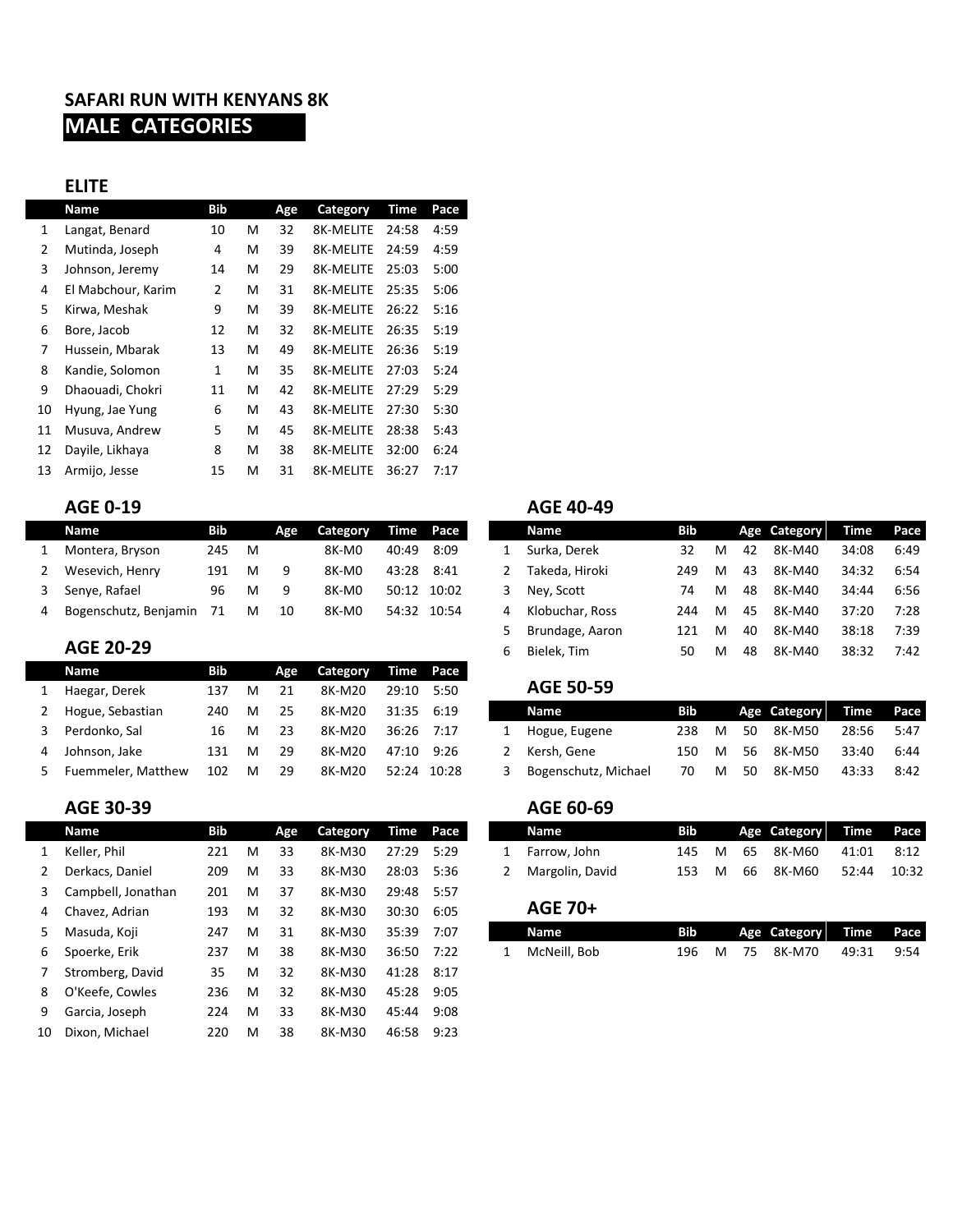# SAFARI RUN WITH KENYANS 8K

## MALE CATEGORIES

### ELITE

| | Name | Bib | | Age | Category | Time | Pace |
|---|---|---|---|---|---|---|---|
| 1 | Langat, Benard | 10 | M | 32 | 8K-MELITE | 24:58 | 4:59 |
| 2 | Mutinda, Joseph | 4 | M | 39 | 8K-MELITE | 24:59 | 4:59 |
| 3 | Johnson, Jeremy | 14 | M | 29 | 8K-MELITE | 25:03 | 5:00 |
| 4 | El Mabchour, Karim | 2 | M | 31 | 8K-MELITE | 25:35 | 5:06 |
| 5 | Kirwa, Meshak | 9 | M | 39 | 8K-MELITE | 26:22 | 5:16 |
| 6 | Bore, Jacob | 12 | M | 32 | 8K-MELITE | 26:35 | 5:19 |
| 7 | Hussein, Mbarak | 13 | M | 49 | 8K-MELITE | 26:36 | 5:19 |
| 8 | Kandie, Solomon | 1 | M | 35 | 8K-MELITE | 27:03 | 5:24 |
| 9 | Dhaouadi, Chokri | 11 | M | 42 | 8K-MELITE | 27:29 | 5:29 |
| 10 | Hyung, Jae Yung | 6 | M | 43 | 8K-MELITE | 27:30 | 5:30 |
| 11 | Musuva, Andrew | 5 | M | 45 | 8K-MELITE | 28:38 | 5:43 |
| 12 | Dayile, Likhaya | 8 | M | 38 | 8K-MELITE | 32:00 | 6:24 |
| 13 | Armijo, Jesse | 15 | M | 31 | 8K-MELITE | 36:27 | 7:17 |

### AGE 0-19

| | Name | Bib | | Age | Category | Time | Pace |
|---|---|---|---|---|---|---|---|
| 1 | Montera, Bryson | 245 | M | | 8K-M0 | 40:49 | 8:09 |
| 2 | Wesevich, Henry | 191 | M | 9 | 8K-M0 | 43:28 | 8:41 |
| 3 | Senye, Rafael | 96 | M | 9 | 8K-M0 | 50:12 | 10:02 |
| 4 | Bogenschutz, Benjamin | 71 | M | 10 | 8K-M0 | 54:32 | 10:54 |

### AGE 20-29

| | Name | Bib | | Age | Category | Time | Pace |
|---|---|---|---|---|---|---|---|
| 1 | Haegar, Derek | 137 | M | 21 | 8K-M20 | 29:10 | 5:50 |
| 2 | Hogue, Sebastian | 240 | M | 25 | 8K-M20 | 31:35 | 6:19 |
| 3 | Perdonko, Sal | 16 | M | 23 | 8K-M20 | 36:26 | 7:17 |
| 4 | Johnson, Jake | 131 | M | 29 | 8K-M20 | 47:10 | 9:26 |
| 5 | Fuemmeler, Matthew | 102 | M | 29 | 8K-M20 | 52:24 | 10:28 |

### AGE 30-39

| | Name | Bib | | Age | Category | Time | Pace |
|---|---|---|---|---|---|---|---|
| 1 | Keller, Phil | 221 | M | 33 | 8K-M30 | 27:29 | 5:29 |
| 2 | Derkacs, Daniel | 209 | M | 33 | 8K-M30 | 28:03 | 5:36 |
| 3 | Campbell, Jonathan | 201 | M | 37 | 8K-M30 | 29:48 | 5:57 |
| 4 | Chavez, Adrian | 193 | M | 32 | 8K-M30 | 30:30 | 6:05 |
| 5 | Masuda, Koji | 247 | M | 31 | 8K-M30 | 35:39 | 7:07 |
| 6 | Spoerke, Erik | 237 | M | 38 | 8K-M30 | 36:50 | 7:22 |
| 7 | Stromberg, David | 35 | M | 32 | 8K-M30 | 41:28 | 8:17 |
| 8 | O'Keefe, Cowles | 236 | M | 32 | 8K-M30 | 45:28 | 9:05 |
| 9 | Garcia, Joseph | 224 | M | 33 | 8K-M30 | 45:44 | 9:08 |
| 10 | Dixon, Michael | 220 | M | 38 | 8K-M30 | 46:58 | 9:23 |

### AGE 40-49

| | Name | Bib | | Age | Category | Time | Pace |
|---|---|---|---|---|---|---|---|
| 1 | Surka, Derek | 32 | M | 42 | 8K-M40 | 34:08 | 6:49 |
| 2 | Takeda, Hiroki | 249 | M | 43 | 8K-M40 | 34:32 | 6:54 |
| 3 | Ney, Scott | 74 | M | 48 | 8K-M40 | 34:44 | 6:56 |
| 4 | Klobuchar, Ross | 244 | M | 45 | 8K-M40 | 37:20 | 7:28 |
| 5 | Brundage, Aaron | 121 | M | 40 | 8K-M40 | 38:18 | 7:39 |
| 6 | Bielek, Tim | 50 | M | 48 | 8K-M40 | 38:32 | 7:42 |

### AGE 50-59

| | Name | Bib | | Age | Category | Time | Pace |
|---|---|---|---|---|---|---|---|
| 1 | Hogue, Eugene | 238 | M | 50 | 8K-M50 | 28:56 | 5:47 |
| 2 | Kersh, Gene | 150 | M | 56 | 8K-M50 | 33:40 | 6:44 |
| 3 | Bogenschutz, Michael | 70 | M | 50 | 8K-M50 | 43:33 | 8:42 |

### AGE 60-69

| | Name | Bib | | Age | Category | Time | Pace |
|---|---|---|---|---|---|---|---|
| 1 | Farrow, John | 145 | M | 65 | 8K-M60 | 41:01 | 8:12 |
| 2 | Margolin, David | 153 | M | 66 | 8K-M60 | 52:44 | 10:32 |

### AGE 70+

| | Name | Bib | | Age | Category | Time | Pace |
|---|---|---|---|---|---|---|---|
| 1 | McNeill, Bob | 196 | M | 75 | 8K-M70 | 49:31 | 9:54 |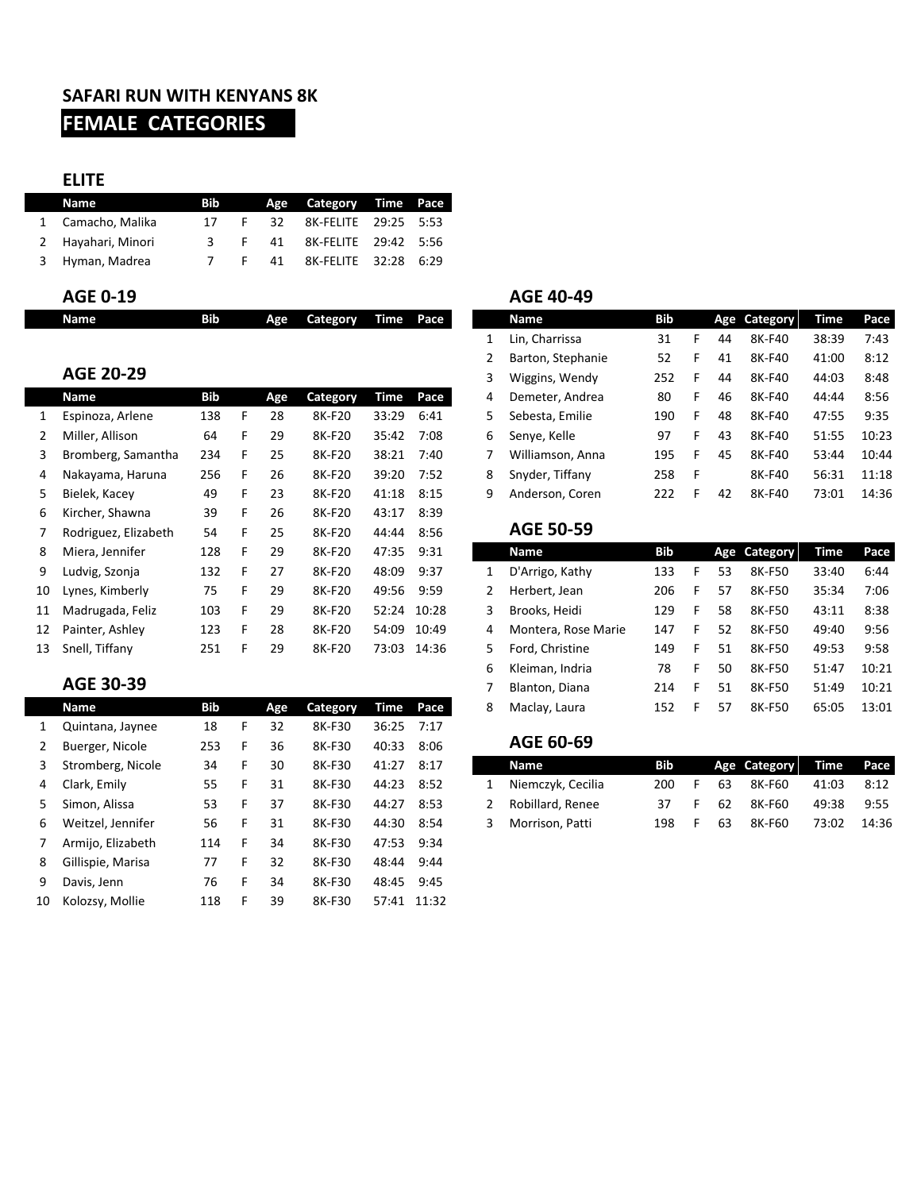# SAFARI RUN WITH KENYANS 8K

## FEMALE CATEGORIES

### ELITE

| | Name | Bib | | Age | Category | Time | Pace |
|---|---|---|---|---|---|---|---|
| 1 | Camacho, Malika | 17 | F | 32 | 8K-FELITE | 29:25 | 5:53 |
| 2 | Hayahari, Minori | 3 | F | 41 | 8K-FELITE | 29:42 | 5:56 |
| 3 | Hyman, Madrea | 7 | F | 41 | 8K-FELITE | 32:28 | 6:29 |

### AGE 0-19

| | Name | Bib | | Age | Category | Time | Pace |
|---|---|---|---|---|---|---|---|

### AGE 20-29

| | Name | Bib | | Age | Category | Time | Pace |
|---|---|---|---|---|---|---|---|
| 1 | Espinoza, Arlene | 138 | F | 28 | 8K-F20 | 33:29 | 6:41 |
| 2 | Miller, Allison | 64 | F | 29 | 8K-F20 | 35:42 | 7:08 |
| 3 | Bromberg, Samantha | 234 | F | 25 | 8K-F20 | 38:21 | 7:40 |
| 4 | Nakayama, Haruna | 256 | F | 26 | 8K-F20 | 39:20 | 7:52 |
| 5 | Bielek, Kacey | 49 | F | 23 | 8K-F20 | 41:18 | 8:15 |
| 6 | Kircher, Shawna | 39 | F | 26 | 8K-F20 | 43:17 | 8:39 |
| 7 | Rodriguez, Elizabeth | 54 | F | 25 | 8K-F20 | 44:44 | 8:56 |
| 8 | Miera, Jennifer | 128 | F | 29 | 8K-F20 | 47:35 | 9:31 |
| 9 | Ludvig, Szonja | 132 | F | 27 | 8K-F20 | 48:09 | 9:37 |
| 10 | Lynes, Kimberly | 75 | F | 29 | 8K-F20 | 49:56 | 9:59 |
| 11 | Madrugada, Feliz | 103 | F | 29 | 8K-F20 | 52:24 | 10:28 |
| 12 | Painter, Ashley | 123 | F | 28 | 8K-F20 | 54:09 | 10:49 |
| 13 | Snell, Tiffany | 251 | F | 29 | 8K-F20 | 73:03 | 14:36 |

### AGE 30-39

| | Name | Bib | | Age | Category | Time | Pace |
|---|---|---|---|---|---|---|---|
| 1 | Quintana, Jaynee | 18 | F | 32 | 8K-F30 | 36:25 | 7:17 |
| 2 | Buerger, Nicole | 253 | F | 36 | 8K-F30 | 40:33 | 8:06 |
| 3 | Stromberg, Nicole | 34 | F | 30 | 8K-F30 | 41:27 | 8:17 |
| 4 | Clark, Emily | 55 | F | 31 | 8K-F30 | 44:23 | 8:52 |
| 5 | Simon, Alissa | 53 | F | 37 | 8K-F30 | 44:27 | 8:53 |
| 6 | Weitzel, Jennifer | 56 | F | 31 | 8K-F30 | 44:30 | 8:54 |
| 7 | Armijo, Elizabeth | 114 | F | 34 | 8K-F30 | 47:53 | 9:34 |
| 8 | Gillispie, Marisa | 77 | F | 32 | 8K-F30 | 48:44 | 9:44 |
| 9 | Davis, Jenn | 76 | F | 34 | 8K-F30 | 48:45 | 9:45 |
| 10 | Kolozsy, Mollie | 118 | F | 39 | 8K-F30 | 57:41 | 11:32 |

### AGE 40-49

| | Name | Bib | | Age | Category | Time | Pace |
|---|---|---|---|---|---|---|---|
| 1 | Lin, Charrissa | 31 | F | 44 | 8K-F40 | 38:39 | 7:43 |
| 2 | Barton, Stephanie | 52 | F | 41 | 8K-F40 | 41:00 | 8:12 |
| 3 | Wiggins, Wendy | 252 | F | 44 | 8K-F40 | 44:03 | 8:48 |
| 4 | Demeter, Andrea | 80 | F | 46 | 8K-F40 | 44:44 | 8:56 |
| 5 | Sebesta, Emilie | 190 | F | 48 | 8K-F40 | 47:55 | 9:35 |
| 6 | Senye, Kelle | 97 | F | 43 | 8K-F40 | 51:55 | 10:23 |
| 7 | Williamson, Anna | 195 | F | 45 | 8K-F40 | 53:44 | 10:44 |
| 8 | Snyder, Tiffany | 258 | F | | 8K-F40 | 56:31 | 11:18 |
| 9 | Anderson, Coren | 222 | F | 42 | 8K-F40 | 73:01 | 14:36 |

### AGE 50-59

| | Name | Bib | | Age | Category | Time | Pace |
|---|---|---|---|---|---|---|---|
| 1 | D'Arrigo, Kathy | 133 | F | 53 | 8K-F50 | 33:40 | 6:44 |
| 2 | Herbert, Jean | 206 | F | 57 | 8K-F50 | 35:34 | 7:06 |
| 3 | Brooks, Heidi | 129 | F | 58 | 8K-F50 | 43:11 | 8:38 |
| 4 | Montera, Rose Marie | 147 | F | 52 | 8K-F50 | 49:40 | 9:56 |
| 5 | Ford, Christine | 149 | F | 51 | 8K-F50 | 49:53 | 9:58 |
| 6 | Kleiman, Indria | 78 | F | 50 | 8K-F50 | 51:47 | 10:21 |
| 7 | Blanton, Diana | 214 | F | 51 | 8K-F50 | 51:49 | 10:21 |
| 8 | Maclay, Laura | 152 | F | 57 | 8K-F50 | 65:05 | 13:01 |

### AGE 60-69

| | Name | Bib | | Age | Category | Time | Pace |
|---|---|---|---|---|---|---|---|
| 1 | Niemczyk, Cecilia | 200 | F | 63 | 8K-F60 | 41:03 | 8:12 |
| 2 | Robillard, Renee | 37 | F | 62 | 8K-F60 | 49:38 | 9:55 |
| 3 | Morrison, Patti | 198 | F | 63 | 8K-F60 | 73:02 | 14:36 |